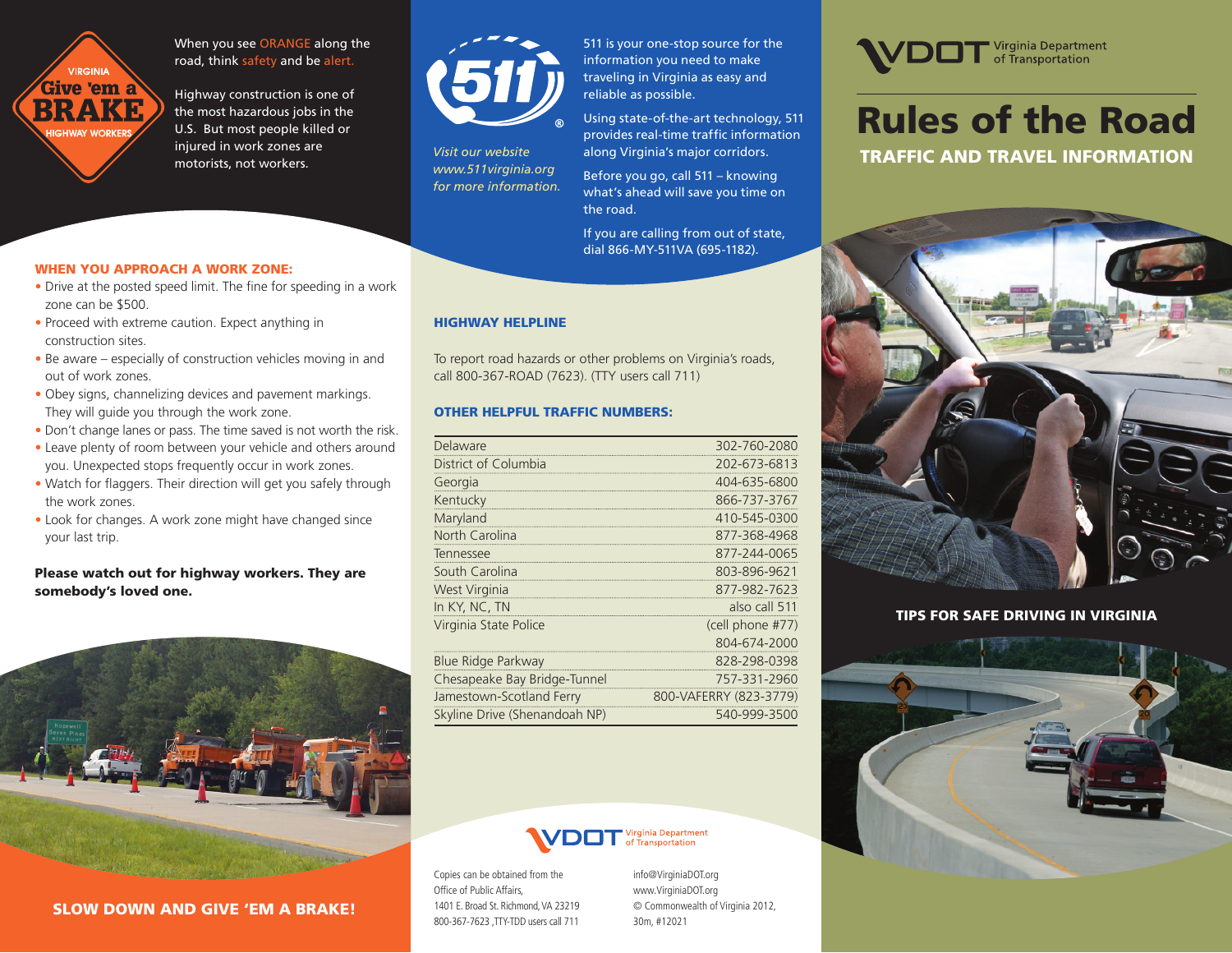VIRGINIA

Give 'em a BRAKE

HIGHWAY WORKERS

When you see ORANGE along the road, think safety and be alert.

Highway construction is one of the most hazardous jobs in the U.S. But most people killed or injured in work zones are motorists, not workers.

### WHEN YOU APPROACH A WORK ZONE:

- Drive at the posted speed limit. The fine for speeding in a work zone can be $500.
- Proceed with extreme caution. Expect anything in construction sites.
- Be aware – especially of construction vehicles moving in and out of work zones.
- Obey signs, channelizing devices and pavement markings. They will guide you through the work zone.
- Don't change lanes or pass. The time saved is not worth the risk.
- Leave plenty of room between your vehicle and others around you. Unexpected stops frequently occur in work zones.
- Watch for flaggers. Their direction will get you safely through the work zones.
- Look for changes. A work zone might have changed since your last trip.

**Please watch out for highway workers. They are somebody's loved one.**

**SLOW DOWN AND GIVE 'EM A BRAKE!**

511

*Visit our website www.511virginia.org for more information.*

511 is your one-stop source for the information you need to make traveling in Virginia as easy and reliable as possible.

Using state-of-the-art technology, 511 provides real-time traffic information along Virginia's major corridors.

Before you go, call 511 – knowing what's ahead will save you time on the road.

If you are calling from out of state, dial 866-MY-511VA (695-1182).

### HIGHWAY HELPLINE

To report road hazards or other problems on Virginia's roads, call 800-367-ROAD (7623). (TTY users call 711)

### OTHER HELPFUL TRAFFIC NUMBERS:

| | |
|---|---|
| Delaware | 302-760-2080 |
| District of Columbia | 202-673-6813 |
| Georgia | 404-635-6800 |
| Kentucky | 866-737-3767 |
| Maryland | 410-545-0300 |
| North Carolina | 877-368-4968 |
| Tennessee | 877-244-0065 |
| South Carolina | 803-896-9621 |
| West Virginia | 877-982-7623 |
| In KY, NC, TN | also call 511 |
| Virginia State Police | (cell phone #77) |
| | 804-674-2000 |
| Blue Ridge Parkway | 828-298-0398 |
| Chesapeake Bay Bridge-Tunnel | 757-331-2960 |
| Jamestown-Scotland Ferry | 800-VAFERRY (823-3779) |
| Skyline Drive (Shenandoah NP) | 540-999-3500 |

VDOT Virginia Department of Transportation

Copies can be obtained from the Office of Public Affairs, 1401 E. Broad St. Richmond, VA 23219 800-367-7623 ,TTY-TDD users call 711

info@VirginiaDOT.org
www.VirginiaDOT.org
© Commonwealth of Virginia 2012, 30m, #12021

VDOT Virginia Department of Transportation

# Rules of the Road

## TRAFFIC AND TRAVEL INFORMATION

### TIPS FOR SAFE DRIVING IN VIRGINIA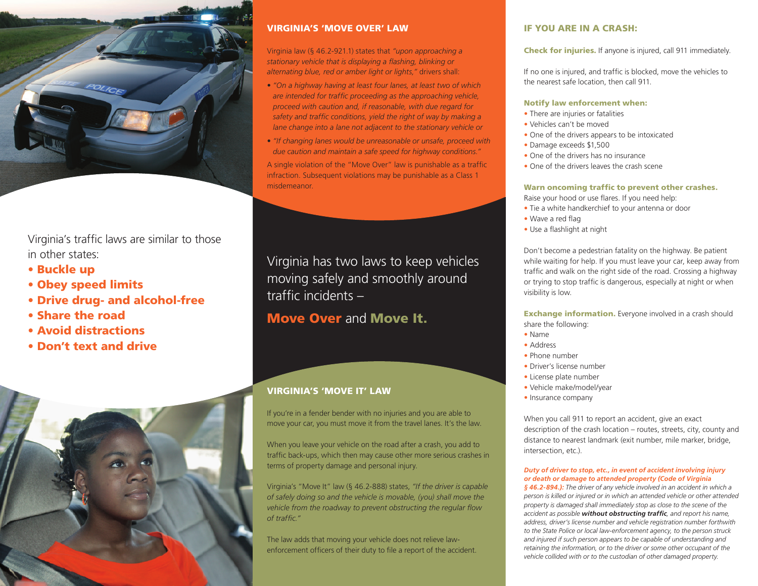Virginia's traffic laws are similar to those in other states:

- **Buckle up**
- **Obey speed limits**
- **Drive drug- and alcohol-free**
- **Share the road**
- **Avoid distractions**
- **Don't text and drive**

## VIRGINIA'S 'MOVE OVER' LAW

Virginia law (§ 46.2-921.1) states that *"upon approaching a stationary vehicle that is displaying a flashing, blinking or alternating blue, red or amber light or lights,"* drivers shall:

- *"On a highway having at least four lanes, at least two of which are intended for traffic proceeding as the approaching vehicle, proceed with caution and, if reasonable, with due regard for safety and traffic conditions, yield the right of way by making a lane change into a lane not adjacent to the stationary vehicle or*
- *"If changing lanes would be unreasonable or unsafe, proceed with due caution and maintain a safe speed for highway conditions."*

A single violation of the "Move Over" law is punishable as a traffic infraction. Subsequent violations may be punishable as a Class 1 misdemeanor.

Virginia has two laws to keep vehicles moving safely and smoothly around traffic incidents –

**Move Over** and **Move It.**

## VIRGINIA'S 'MOVE IT' LAW

If you're in a fender bender with no injuries and you are able to move your car, you must move it from the travel lanes. It's the law.

When you leave your vehicle on the road after a crash, you add to traffic back-ups, which then may cause other more serious crashes in terms of property damage and personal injury.

Virginia's "Move It" law (§ 46.2-888) states, *"If the driver is capable of safely doing so and the vehicle is movable, (you) shall move the vehicle from the roadway to prevent obstructing the regular flow of traffic."*

The law adds that moving your vehicle does not relieve law-enforcement officers of their duty to file a report of the accident.

## IF YOU ARE IN A CRASH:

**Check for injuries.** If anyone is injured, call 911 immediately.

If no one is injured, and traffic is blocked, move the vehicles to the nearest safe location, then call 911.

**Notify law enforcement when:**

- There are injuries or fatalities
- Vehicles can't be moved
- One of the drivers appears to be intoxicated
- Damage exceeds $1,500
- One of the drivers has no insurance
- One of the drivers leaves the crash scene

**Warn oncoming traffic to prevent other crashes.**
Raise your hood or use flares. If you need help:

- Tie a white handkerchief to your antenna or door
- Wave a red flag
- Use a flashlight at night

Don't become a pedestrian fatality on the highway. Be patient while waiting for help. If you must leave your car, keep away from traffic and walk on the right side of the road. Crossing a highway or trying to stop traffic is dangerous, especially at night or when visibility is low.

**Exchange information.** Everyone involved in a crash should share the following:

- Name
- Address
- Phone number
- Driver's license number
- License plate number
- Vehicle make/model/year
- Insurance company

When you call 911 to report an accident, give an exact description of the crash location – routes, streets, city, county and distance to nearest landmark (exit number, mile marker, bridge, intersection, etc.).

***Duty of driver to stop, etc., in event of accident involving injury or death or damage to attended property (Code of Virginia § 46.2-894.):*** *The driver of any vehicle involved in an accident in which a person is killed or injured or in which an attended vehicle or other attended property is damaged shall immediately stop as close to the scene of the accident as possible* ***without obstructing traffic****, and report his name, address, driver's license number and vehicle registration number forthwith to the State Police or local law-enforcement agency, to the person struck and injured if such person appears to be capable of understanding and retaining the information, or to the driver or some other occupant of the vehicle collided with or to the custodian of other damaged property.*